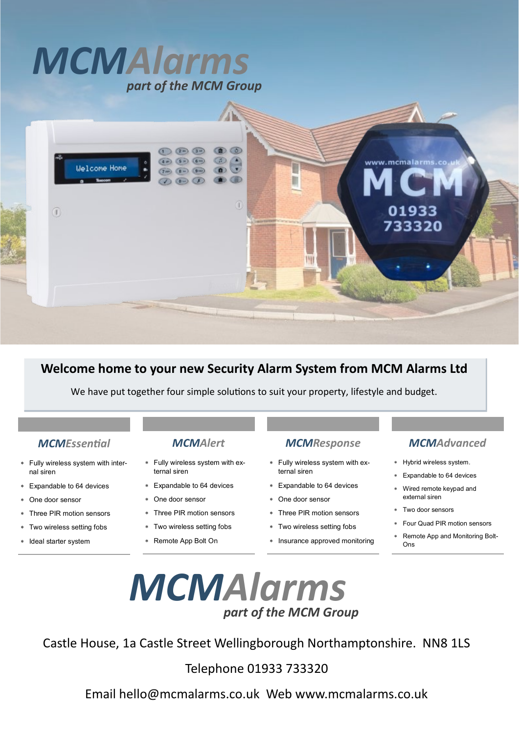# MCMAlarms

*part of the MCM Group*

## Welcome home to your new Security Alarm System from MCM Alarms Ltd

We have put together four simple solutions to suit your property, lifestyle and budget.

### MCMEssential

- Fully wireless system with internal siren
- Expandable to 64 devices
- One door sensor
- Three PIR motion sensors
- Two wireless setting fobs
- Ideal starter system

### MCMAlert

- Fully wireless system with external siren
- Expandable to 64 devices
- One door sensor
- Three PIR motion sensors
- Two wireless setting fobs
- Remote App Bolt On

### MCMResponse

- Fully wireless system with external siren
- Expandable to 64 devices
- One door sensor
- Three PIR motion sensors
- Two wireless setting fobs
- Insurance approved monitoring

### MCMAdvanced

- Hybrid wireless system.
- Expandable to 64 devices
- Wired remote keypad and external siren
- Two door sensors
- Four Quad PIR motion sensors
- Remote App and Monitoring Bolt-Ons

# MCMAlarms

*part of the MCM Group*

Castle House, 1a Castle Street Wellingborough Northamptonshire. NN8 1LS

Telephone 01933 733320

Email hello@mcmalarms.co.uk Web www.mcmalarms.co.uk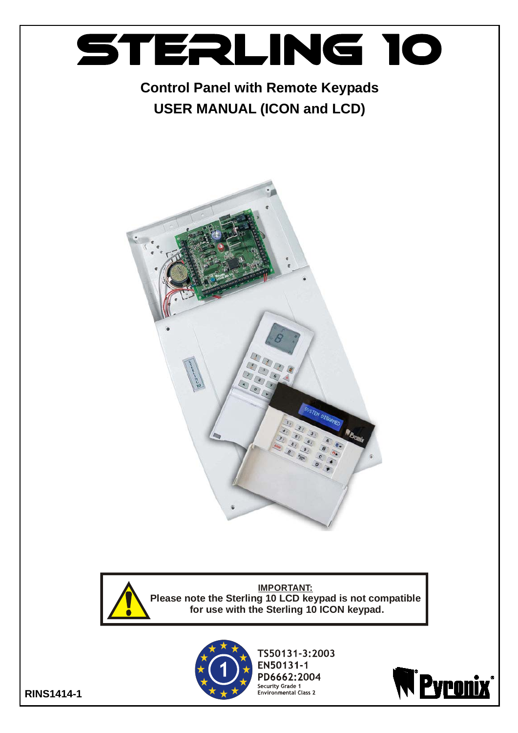# STERLING 10

**Control Panel with Remote Keypads**
**USER MANUAL (ICON and LCD)**

**IMPORTANT:**
**Please note the Sterling 10 LCD keypad is not compatible for use with the Sterling 10 ICON keypad.**

TS50131-3:2003
EN50131-1
PD6662:2004
Security Grade 1
Environmental Class 2

RINS1414-1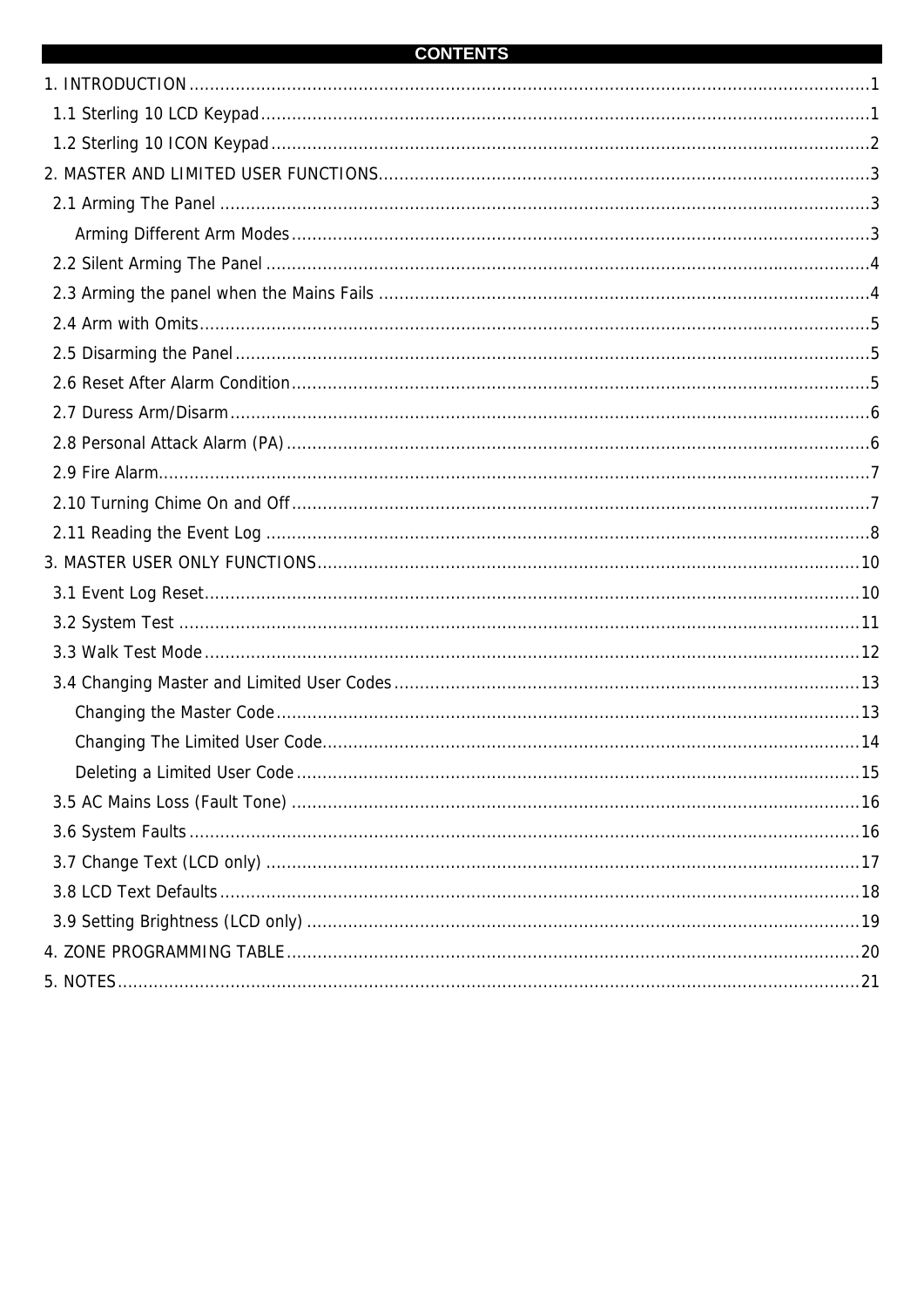# CONTENTS

1. INTRODUCTION ........................................................................................................................... 1
   - 1.1 Sterling 10 LCD Keypad ........................................................................................................ 1
   - 1.2 Sterling 10 ICON Keypad ....................................................................................................... 2
2. MASTER AND LIMITED USER FUNCTIONS .............................................................................. 3
   - 2.1 Arming The Panel ................................................................................................................. 3
     - Arming Different Arm Modes ................................................................................................ 3
   - 2.2 Silent Arming The Panel ....................................................................................................... 4
   - 2.3 Arming the panel when the Mains Fails ................................................................................ 4
   - 2.4 Arm with Omits ...................................................................................................................... 5
   - 2.5 Disarming the Panel .............................................................................................................. 5
   - 2.6 Reset After Alarm Condition .................................................................................................. 5
   - 2.7 Duress Arm/Disarm ............................................................................................................... 6
   - 2.8 Personal Attack Alarm (PA) ................................................................................................... 6
   - 2.9 Fire Alarm .............................................................................................................................. 7
   - 2.10 Turning Chime On and Off ................................................................................................... 7
   - 2.11 Reading the Event Log ........................................................................................................ 8
3. MASTER USER ONLY FUNCTIONS .......................................................................................... 10
   - 3.1 Event Log Reset .................................................................................................................... 10
   - 3.2 System Test .......................................................................................................................... 11
   - 3.3 Walk Test Mode .................................................................................................................... 12
   - 3.4 Changing Master and Limited User Codes ............................................................................ 13
     - Changing the Master Code .................................................................................................... 13
     - Changing The Limited User Code .......................................................................................... 14
     - Deleting a Limited User Code ............................................................................................... 15
   - 3.5 AC Mains Loss (Fault Tone) ................................................................................................. 16
   - 3.6 System Faults ....................................................................................................................... 16
   - 3.7 Change Text (LCD only) ....................................................................................................... 17
   - 3.8 LCD Text Defaults ................................................................................................................. 18
   - 3.9 Setting Brightness (LCD only) ............................................................................................... 19
4. ZONE PROGRAMMING TABLE .................................................................................................. 20
5. NOTES ......................................................................................................................................... 21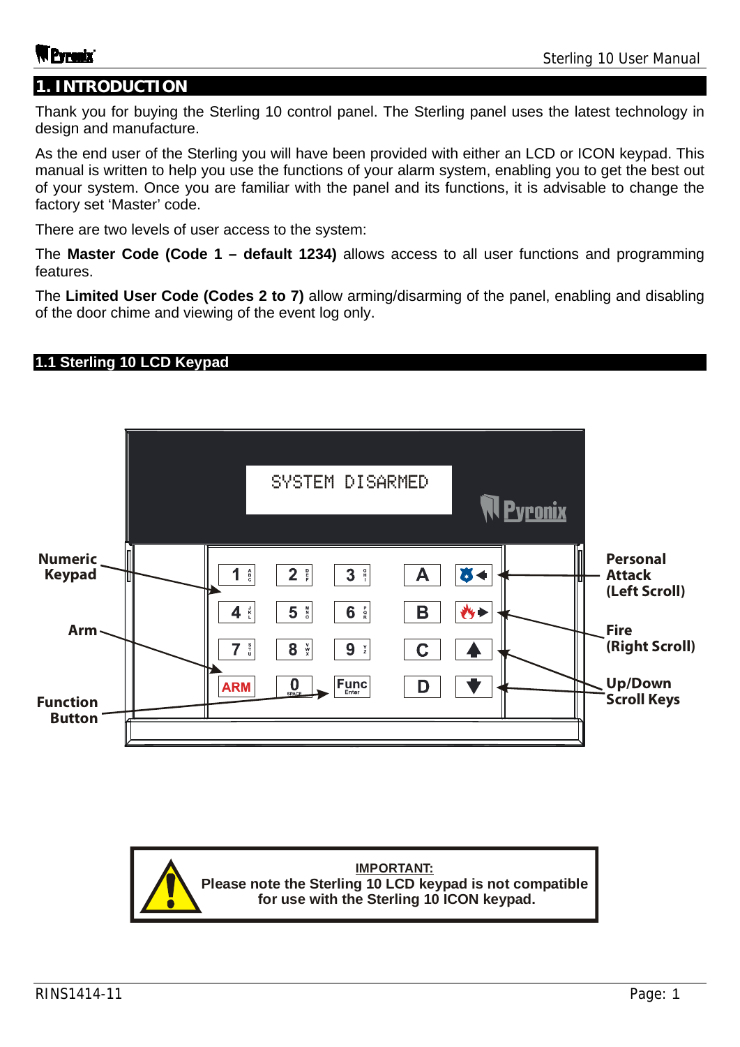# 1. INTRODUCTION

Thank you for buying the Sterling 10 control panel. The Sterling panel uses the latest technology in design and manufacture.

As the end user of the Sterling you will have been provided with either an LCD or ICON keypad. This manual is written to help you use the functions of your alarm system, enabling you to get the best out of your system. Once you are familiar with the panel and its functions, it is advisable to change the factory set 'Master' code.

There are two levels of user access to the system:

The **Master Code (Code 1 – default 1234)** allows access to all user functions and programming features.

The **Limited User Code (Codes 2 to 7)** allow arming/disarming of the panel, enabling and disabling of the door chime and viewing of the event log only.

## 1.1 Sterling 10 LCD Keypad

SYSTEM DISARMED

Numeric Keypad

Arm

Function Button

Personal Attack (Left Scroll)

Fire (Right Scroll)

Up/Down Scroll Keys

**IMPORTANT:**
**Please note the Sterling 10 LCD keypad is not compatible for use with the Sterling 10 ICON keypad.**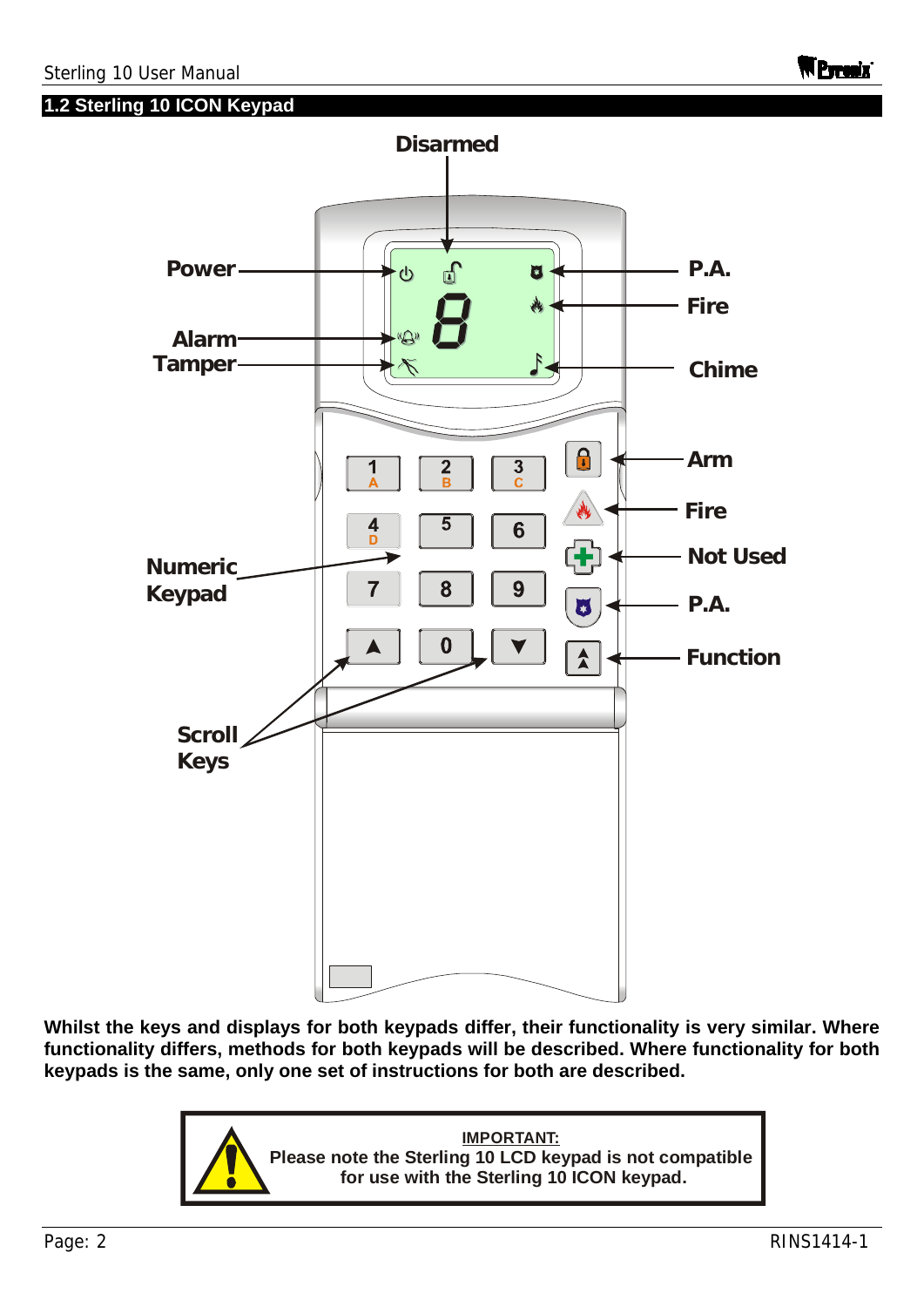## 1.2 Sterling 10 ICON Keypad

Disarmed

Power

Alarm

Tamper

P.A.

Fire

Chime

Arm

Fire

Not Used

P.A.

Function

Numeric Keypad

Scroll Keys

**Whilst the keys and displays for both keypads differ, their functionality is very similar. Where functionality differs, methods for both keypads will be described. Where functionality for both keypads is the same, only one set of instructions for both are described.**

> **IMPORTANT:**
> **Please note the Sterling 10 LCD keypad is not compatible for use with the Sterling 10 ICON keypad.**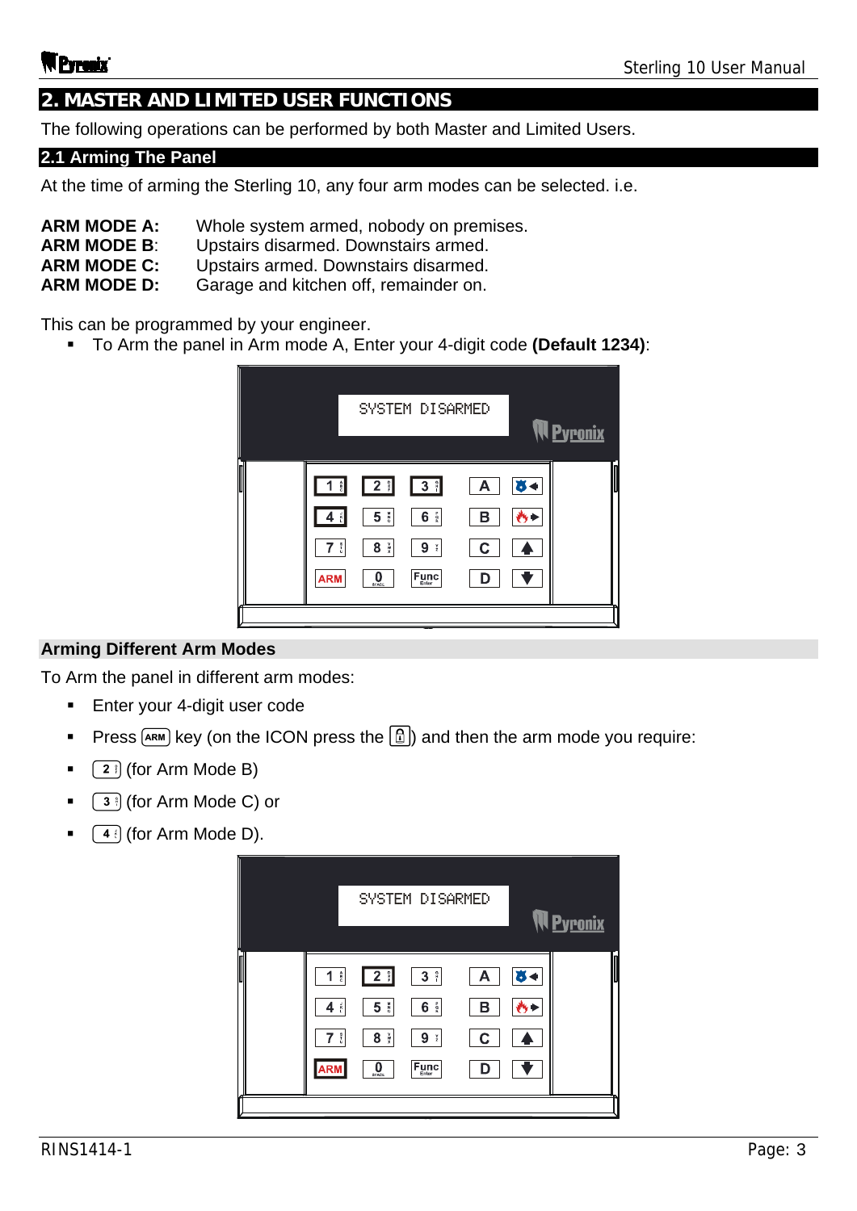# 2. MASTER AND LIMITED USER FUNCTIONS

The following operations can be performed by both Master and Limited Users.

## 2.1 Arming The Panel

At the time of arming the Sterling 10, any four arm modes can be selected. i.e.

**ARM MODE A:** Whole system armed, nobody on premises.
**ARM MODE B**: Upstairs disarmed. Downstairs armed.
**ARM MODE C:** Upstairs armed. Downstairs disarmed.
**ARM MODE D:** Garage and kitchen off, remainder on.

This can be programmed by your engineer.

- To Arm the panel in Arm mode A, Enter your 4-digit code **(Default 1234)**:

### Arming Different Arm Modes

To Arm the panel in different arm modes:

- Enter your 4-digit user code
- Press ARM key (on the ICON press the ) and then the arm mode you require:
- 2 (for Arm Mode B)
- 3 (for Arm Mode C) or
- 4 (for Arm Mode D).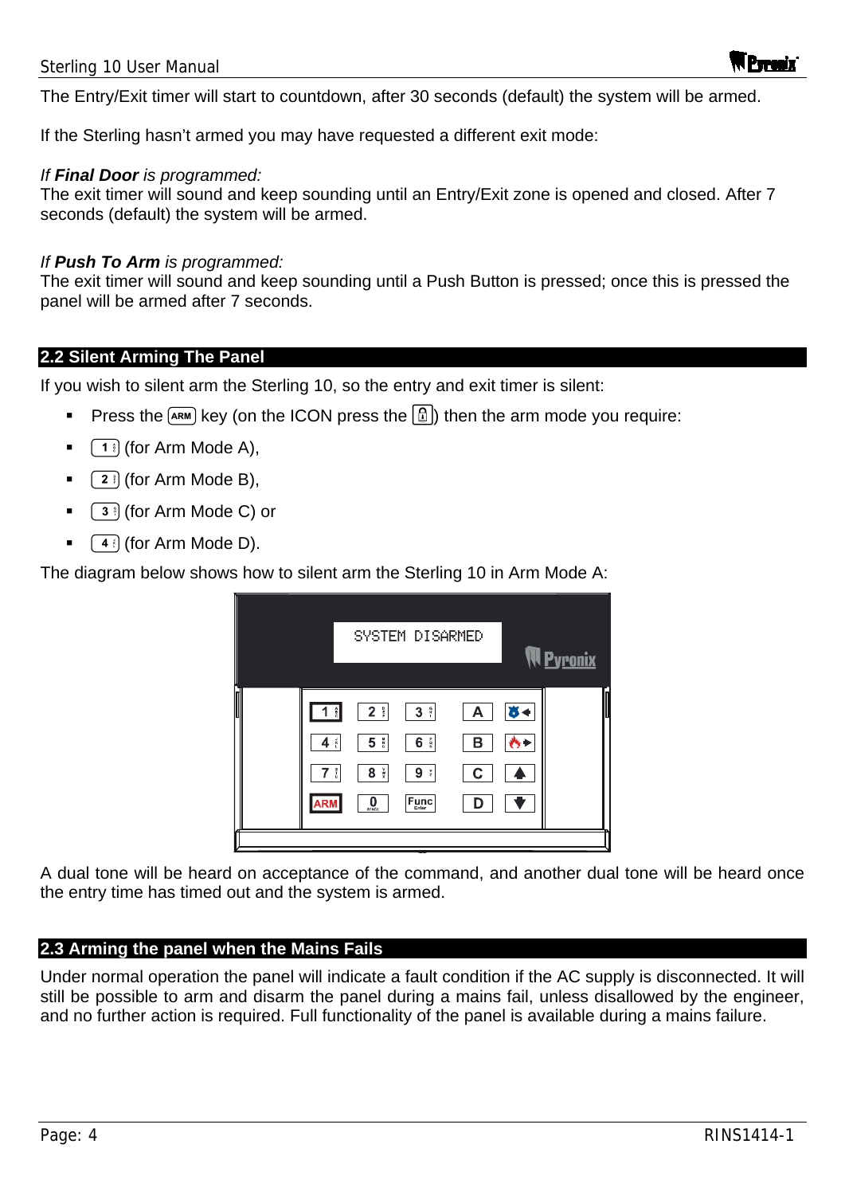The Entry/Exit timer will start to countdown, after 30 seconds (default) the system will be armed.

If the Sterling hasn't armed you may have requested a different exit mode:

*If **Final Door** is programmed:*
The exit timer will sound and keep sounding until an Entry/Exit zone is opened and closed. After 7 seconds (default) the system will be armed.

*If **Push To Arm** is programmed:*
The exit timer will sound and keep sounding until a Push Button is pressed; once this is pressed the panel will be armed after 7 seconds.

## 2.2 Silent Arming The Panel

If you wish to silent arm the Sterling 10, so the entry and exit timer is silent:

- Press the ARM key (on the ICON press the 🔒) then the arm mode you require:
- 1 (for Arm Mode A),
- 2 (for Arm Mode B),
- 3 (for Arm Mode C) or
- 4 (for Arm Mode D).

The diagram below shows how to silent arm the Sterling 10 in Arm Mode A:

SYSTEM DISARMED

A dual tone will be heard on acceptance of the command, and another dual tone will be heard once the entry time has timed out and the system is armed.

## 2.3 Arming the panel when the Mains Fails

Under normal operation the panel will indicate a fault condition if the AC supply is disconnected. It will still be possible to arm and disarm the panel during a mains fail, unless disallowed by the engineer, and no further action is required. Full functionality of the panel is available during a mains failure.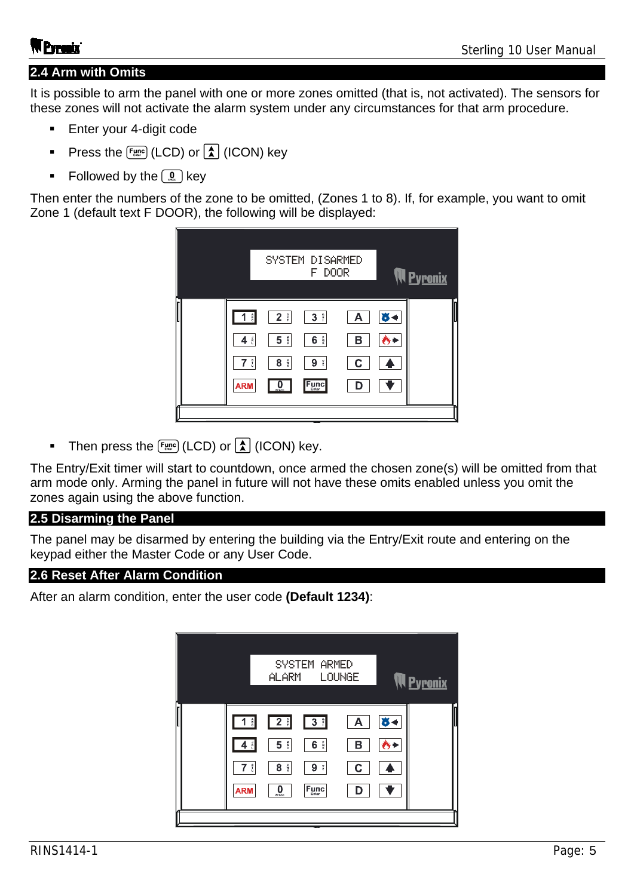## 2.4 Arm with Omits

It is possible to arm the panel with one or more zones omitted (that is, not activated). The sensors for these zones will not activate the alarm system under any circumstances for that arm procedure.

- Enter your 4-digit code
- Press the Func (LCD) or ⍓ (ICON) key
- Followed by the 0 key

Then enter the numbers of the zone to be omitted, (Zones 1 to 8). If, for example, you want to omit Zone 1 (default text F DOOR), the following will be displayed:

```
SYSTEM DISARMED
     F DOOR
```

- Then press the Func (LCD) or ⍓ (ICON) key.

The Entry/Exit timer will start to countdown, once armed the chosen zone(s) will be omitted from that arm mode only. Arming the panel in future will not have these omits enabled unless you omit the zones again using the above function.

## 2.5 Disarming the Panel

The panel may be disarmed by entering the building via the Entry/Exit route and entering on the keypad either the Master Code or any User Code.

## 2.6 Reset After Alarm Condition

After an alarm condition, enter the user code **(Default 1234)**:

```
 SYSTEM ARMED
ALARM   LOUNGE
```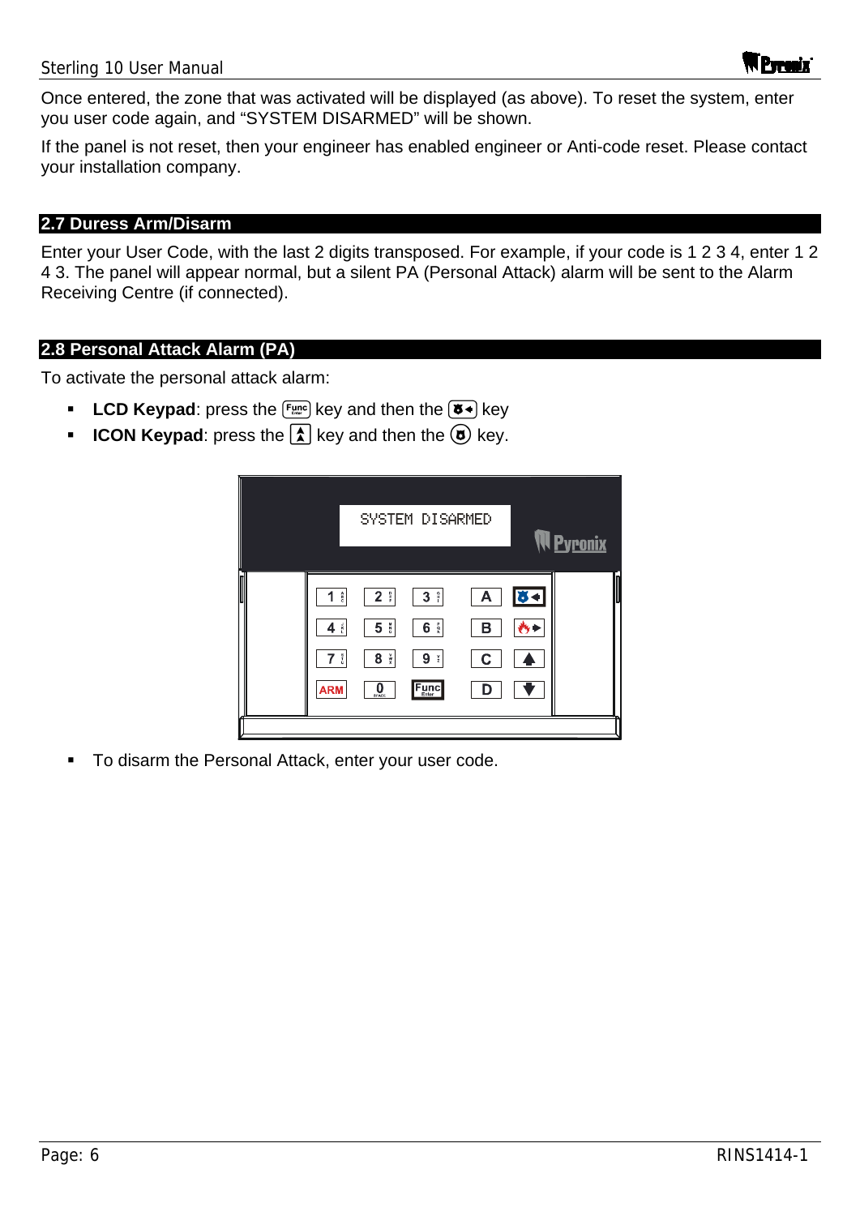Once entered, the zone that was activated will be displayed (as above). To reset the system, enter you user code again, and "SYSTEM DISARMED" will be shown.

If the panel is not reset, then your engineer has enabled engineer or Anti-code reset. Please contact your installation company.

## 2.7 Duress Arm/Disarm

Enter your User Code, with the last 2 digits transposed. For example, if your code is 1 2 3 4, enter 1 2 4 3. The panel will appear normal, but a silent PA (Personal Attack) alarm will be sent to the Alarm Receiving Centre (if connected).

## 2.8 Personal Attack Alarm (PA)

To activate the personal attack alarm:

- **LCD Keypad**: press the Func key and then the PA key
- **ICON Keypad**: press the key and then the PA key.

- To disarm the Personal Attack, enter your user code.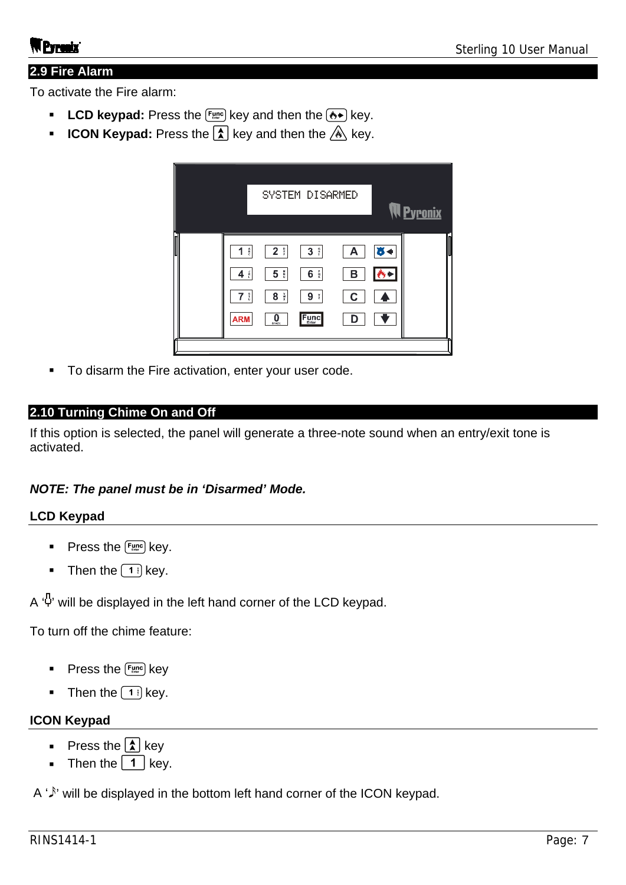## 2.9 Fire Alarm

To activate the Fire alarm:

- **LCD keypad:** Press the [Func] key and then the [Fire] key.
- **ICON Keypad:** Press the [↑] key and then the [Fire] key.

- To disarm the Fire activation, enter your user code.

## 2.10 Turning Chime On and Off

If this option is selected, the panel will generate a three-note sound when an entry/exit tone is activated.

***NOTE: The panel must be in 'Disarmed' Mode.***

### LCD Keypad

- Press the [Func] key.
- Then the [1] key.

A '♫' will be displayed in the left hand corner of the LCD keypad.

To turn off the chime feature:

- Press the [Func] key
- Then the [1] key.

### ICON Keypad

- Press the [↑] key
- Then the [1] key.

A '♪' will be displayed in the bottom left hand corner of the ICON keypad.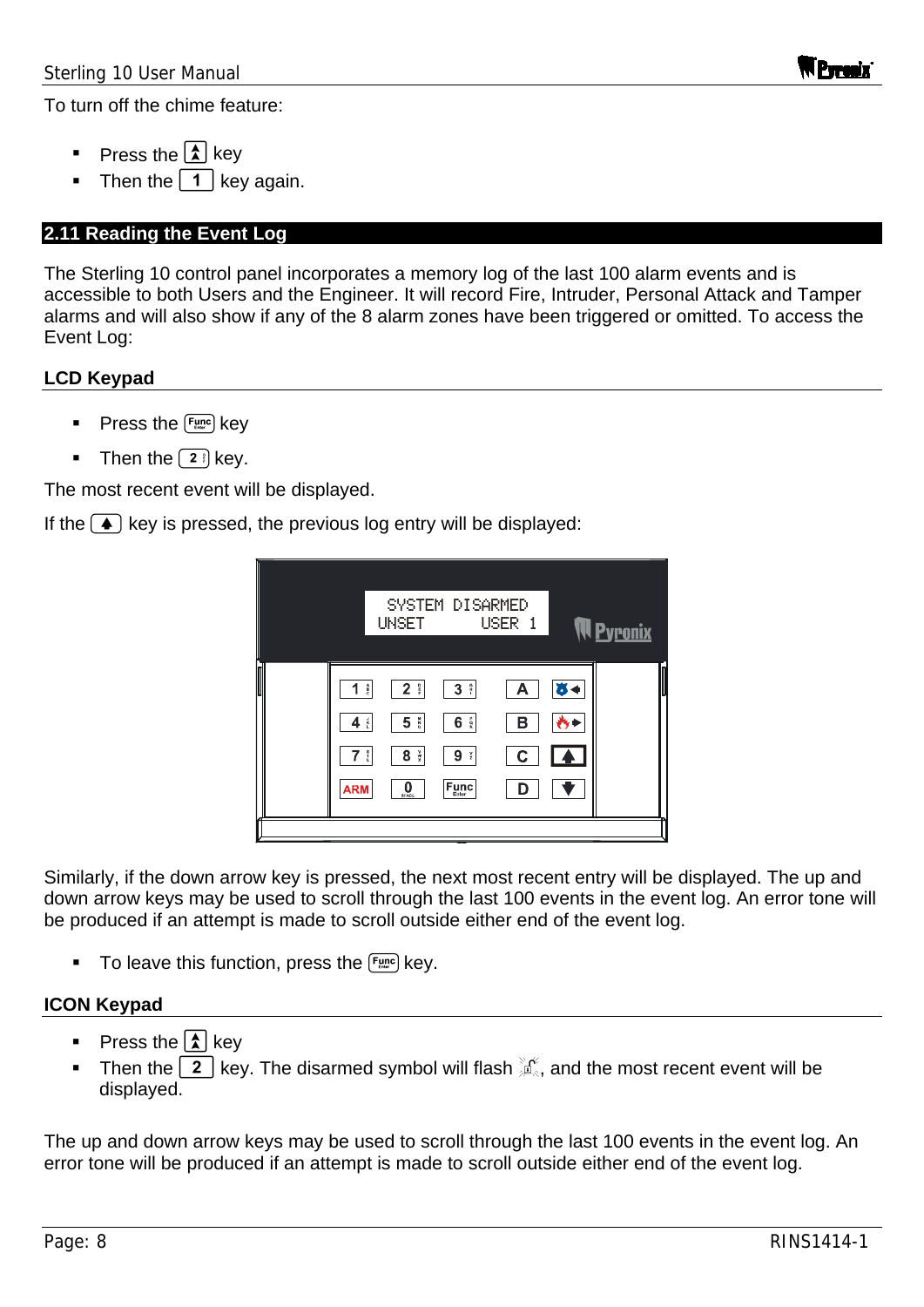To turn off the chime feature:

- Press the [↑↓] key
- Then the [1] key again.

## 2.11 Reading the Event Log

The Sterling 10 control panel incorporates a memory log of the last 100 alarm events and is accessible to both Users and the Engineer. It will record Fire, Intruder, Personal Attack and Tamper alarms and will also show if any of the 8 alarm zones have been triggered or omitted. To access the Event Log:

### LCD Keypad

- Press the [Func] key
- Then the [2] key.

The most recent event will be displayed.

If the [▲] key is pressed, the previous log entry will be displayed:

```
SYSTEM DISARMED
UNSET       USER 1
```

Similarly, if the down arrow key is pressed, the next most recent entry will be displayed. The up and down arrow keys may be used to scroll through the last 100 events in the event log. An error tone will be produced if an attempt is made to scroll outside either end of the event log.

- To leave this function, press the [Func] key.

### ICON Keypad

- Press the [↑↓] key
- Then the [2] key. The disarmed symbol will flash, and the most recent event will be displayed.

The up and down arrow keys may be used to scroll through the last 100 events in the event log. An error tone will be produced if an attempt is made to scroll outside either end of the event log.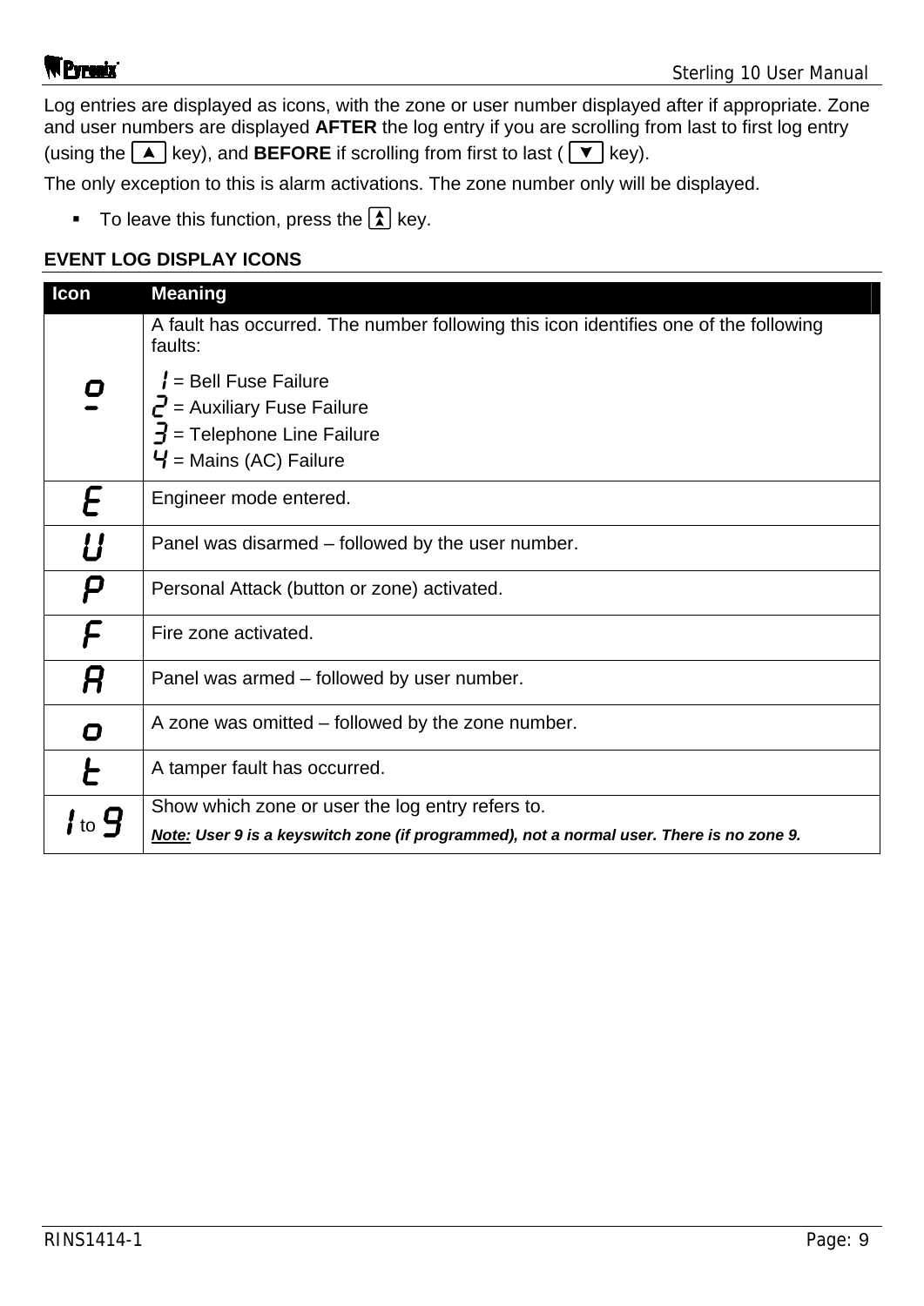Log entries are displayed as icons, with the zone or user number displayed after if appropriate. Zone and user numbers are displayed **AFTER** the log entry if you are scrolling from last to first log entry (using the ▲ key), and **BEFORE** if scrolling from first to last ( ▼ key).

The only exception to this is alarm activations. The zone number only will be displayed.

- To leave this function, press the ▲▼ key.

**EVENT LOG DISPLAY ICONS**

| Icon | Meaning |
|---|---|
| o̲ | A fault has occurred. The number following this icon identifies one of the following faults:<br>1 = Bell Fuse Failure<br>2 = Auxiliary Fuse Failure<br>3 = Telephone Line Failure<br>4 = Mains (AC) Failure |
| E | Engineer mode entered. |
| U | Panel was disarmed – followed by the user number. |
| P | Personal Attack (button or zone) activated. |
| F | Fire zone activated. |
| A | Panel was armed – followed by user number. |
| o | A zone was omitted – followed by the zone number. |
| t | A tamper fault has occurred. |
| 1 to 9 | Show which zone or user the log entry refers to.<br>***Note:*** ***User 9 is a keyswitch zone (if programmed), not a normal user. There is no zone 9.*** |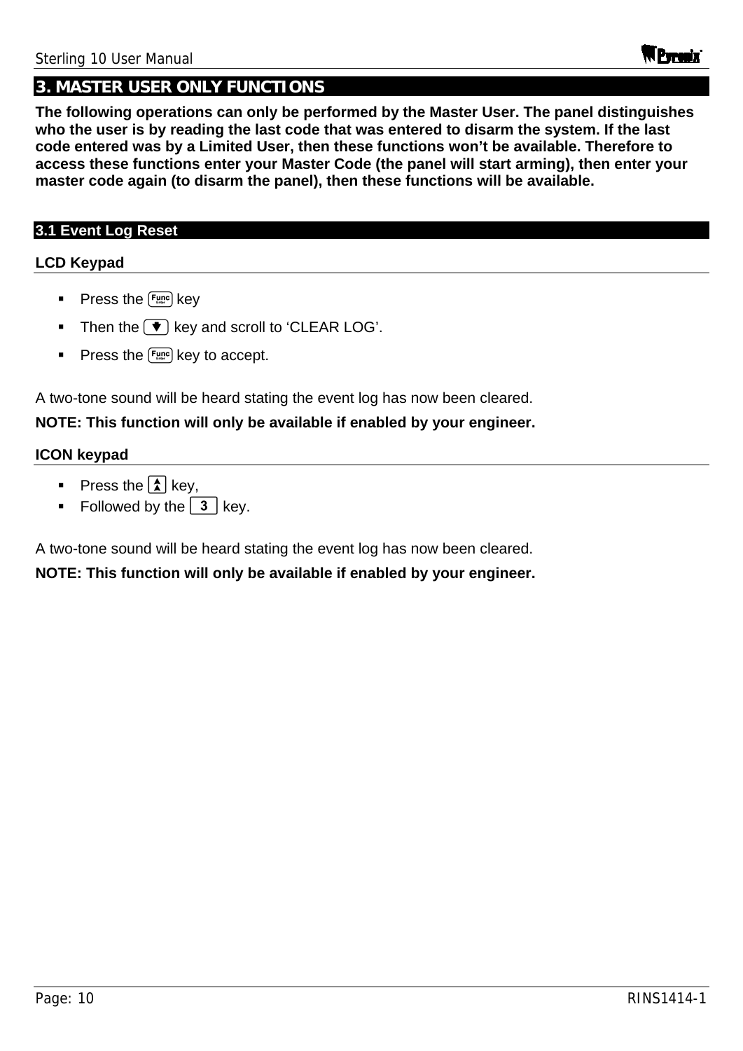## 3. MASTER USER ONLY FUNCTIONS

**The following operations can only be performed by the Master User. The panel distinguishes who the user is by reading the last code that was entered to disarm the system. If the last code entered was by a Limited User, then these functions won't be available. Therefore to access these functions enter your Master Code (the panel will start arming), then enter your master code again (to disarm the panel), then these functions will be available.**

### 3.1 Event Log Reset

**LCD Keypad**

- Press the [Func/Enter] key
- Then the [▼] key and scroll to 'CLEAR LOG'.
- Press the [Func/Enter] key to accept.

A two-tone sound will be heard stating the event log has now been cleared.

**NOTE: This function will only be available if enabled by your engineer.**

**ICON keypad**

- Press the [▲] key,
- Followed by the [3] key.

A two-tone sound will be heard stating the event log has now been cleared.

**NOTE: This function will only be available if enabled by your engineer.**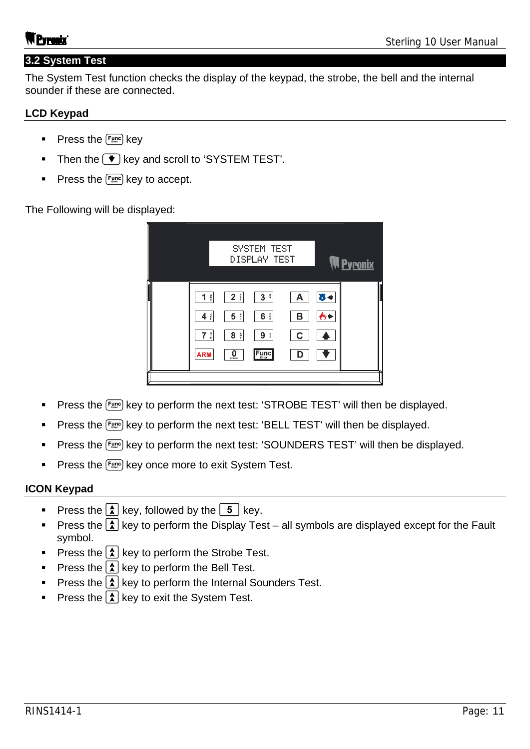## 3.2 System Test

The System Test function checks the display of the keypad, the strobe, the bell and the internal sounder if these are connected.

### LCD Keypad

- Press the Func key
- Then the ▼ key and scroll to 'SYSTEM TEST'.
- Press the Func key to accept.

The Following will be displayed:

```
SYSTEM TEST
DISPLAY TEST
```

- Press the Func key to perform the next test: 'STROBE TEST' will then be displayed.
- Press the Func key to perform the next test: 'BELL TEST' will then be displayed.
- Press the Func key to perform the next test: 'SOUNDERS TEST' will then be displayed.
- Press the Func key once more to exit System Test.

### ICON Keypad

- Press the ▲ key, followed by the 5 key.
- Press the ▲ key to perform the Display Test – all symbols are displayed except for the Fault symbol.
- Press the ▲ key to perform the Strobe Test.
- Press the ▲ key to perform the Bell Test.
- Press the ▲ key to perform the Internal Sounders Test.
- Press the ▲ key to exit the System Test.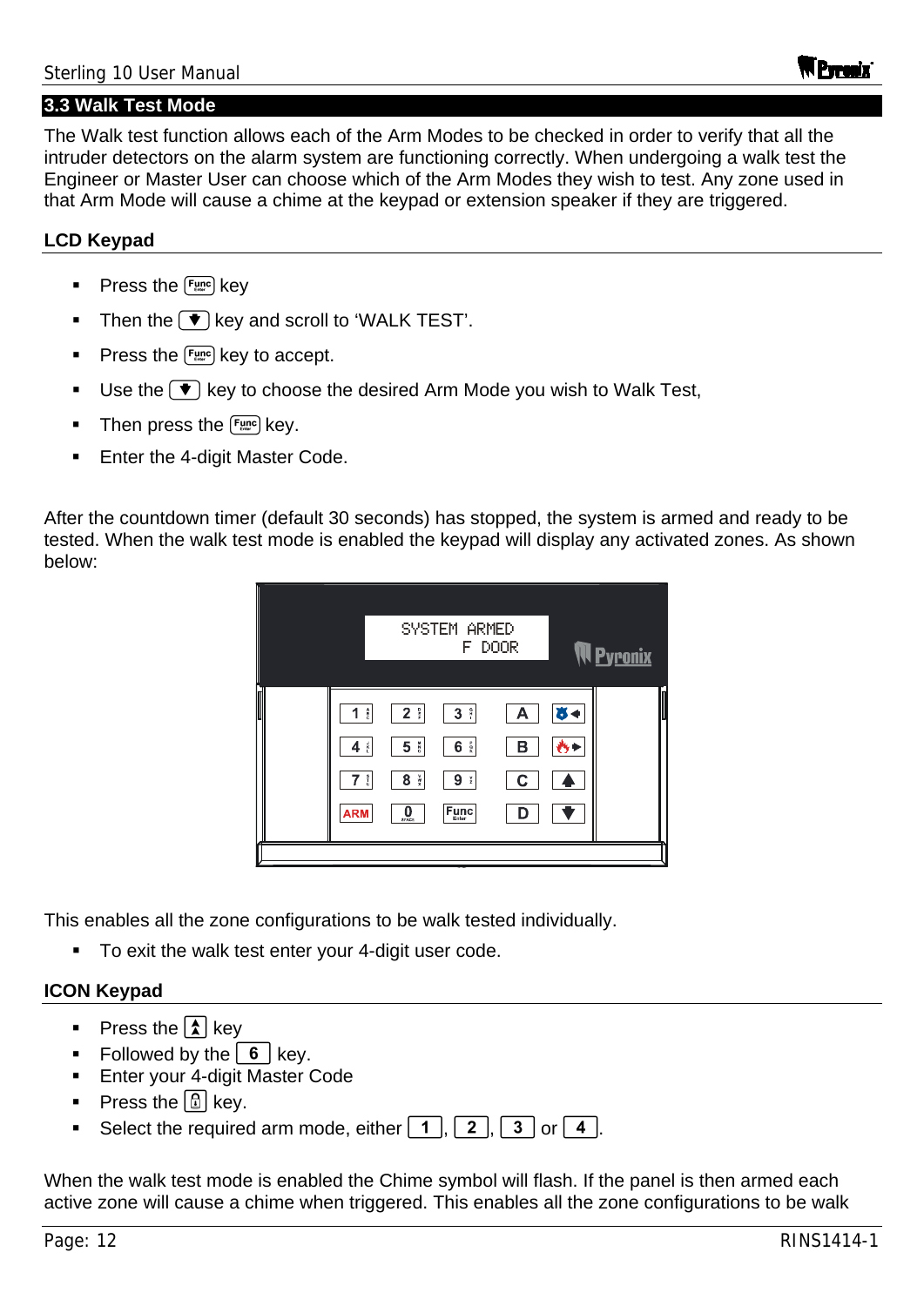## 3.3 Walk Test Mode

The Walk test function allows each of the Arm Modes to be checked in order to verify that all the intruder detectors on the alarm system are functioning correctly. When undergoing a walk test the Engineer or Master User can choose which of the Arm Modes they wish to test. Any zone used in that Arm Mode will cause a chime at the keypad or extension speaker if they are triggered.

### LCD Keypad

- Press the [Func] key
- Then the [▼] key and scroll to 'WALK TEST'.
- Press the [Func] key to accept.
- Use the [▼] key to choose the desired Arm Mode you wish to Walk Test,
- Then press the [Func] key.
- Enter the 4-digit Master Code.

After the countdown timer (default 30 seconds) has stopped, the system is armed and ready to be tested. When the walk test mode is enabled the keypad will display any activated zones. As shown below:

```
SYSTEM ARMED
      F DOOR
```

This enables all the zone configurations to be walk tested individually.

- To exit the walk test enter your 4-digit user code.

### ICON Keypad

- Press the [▲] key
- Followed by the [6] key.
- Enter your 4-digit Master Code
- Press the [🔒] key.
- Select the required arm mode, either [1], [2], [3] or [4].

When the walk test mode is enabled the Chime symbol will flash. If the panel is then armed each active zone will cause a chime when triggered. This enables all the zone configurations to be walk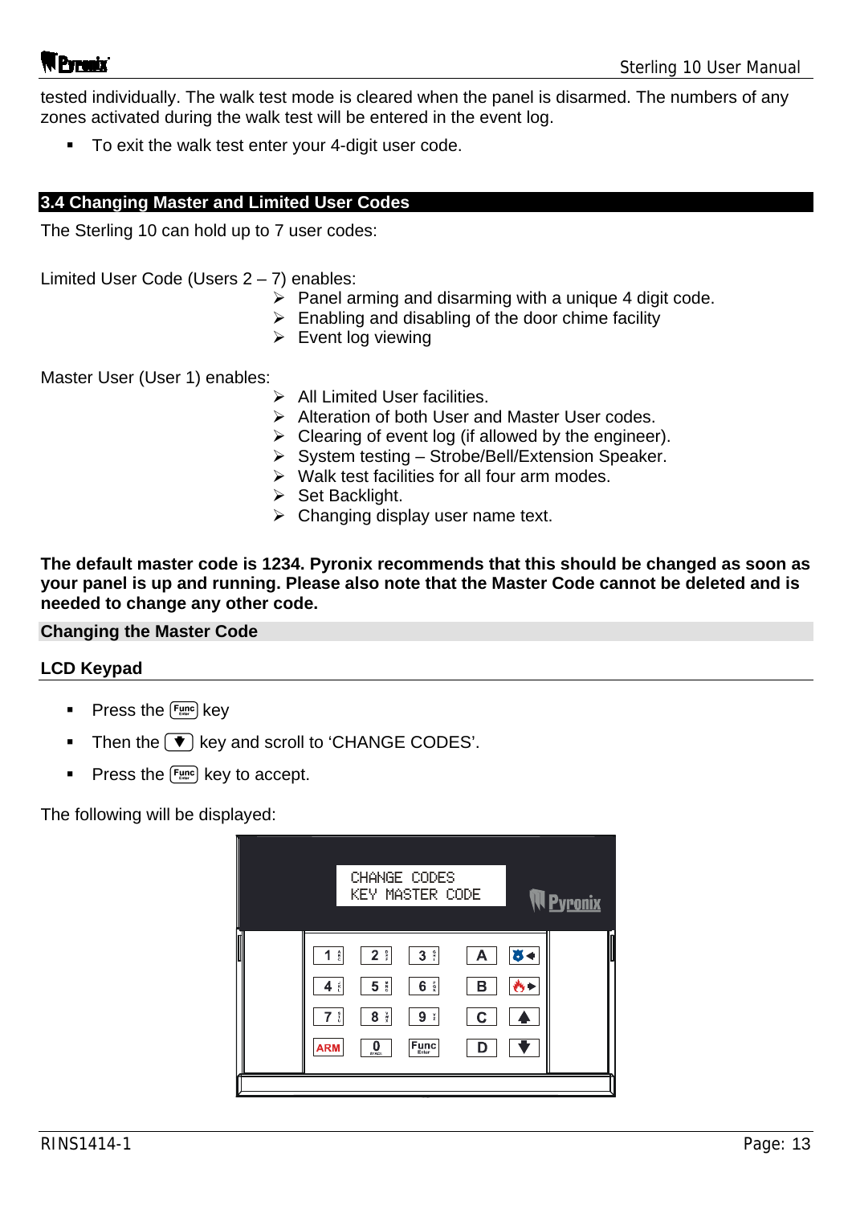tested individually. The walk test mode is cleared when the panel is disarmed. The numbers of any zones activated during the walk test will be entered in the event log.

- To exit the walk test enter your 4-digit user code.

## 3.4 Changing Master and Limited User Codes

The Sterling 10 can hold up to 7 user codes:

Limited User Code (Users 2 – 7) enables:

- Panel arming and disarming with a unique 4 digit code.
- Enabling and disabling of the door chime facility
- Event log viewing

Master User (User 1) enables:

- All Limited User facilities.
- Alteration of both User and Master User codes.
- Clearing of event log (if allowed by the engineer).
- System testing – Strobe/Bell/Extension Speaker.
- Walk test facilities for all four arm modes.
- Set Backlight.
- Changing display user name text.

**The default master code is 1234. Pyronix recommends that this should be changed as soon as your panel is up and running. Please also note that the Master Code cannot be deleted and is needed to change any other code.**

### Changing the Master Code

#### LCD Keypad

- Press the Func key
- Then the ▼ key and scroll to 'CHANGE CODES'.
- Press the Func key to accept.

The following will be displayed:

```
CHANGE CODES
KEY MASTER CODE
```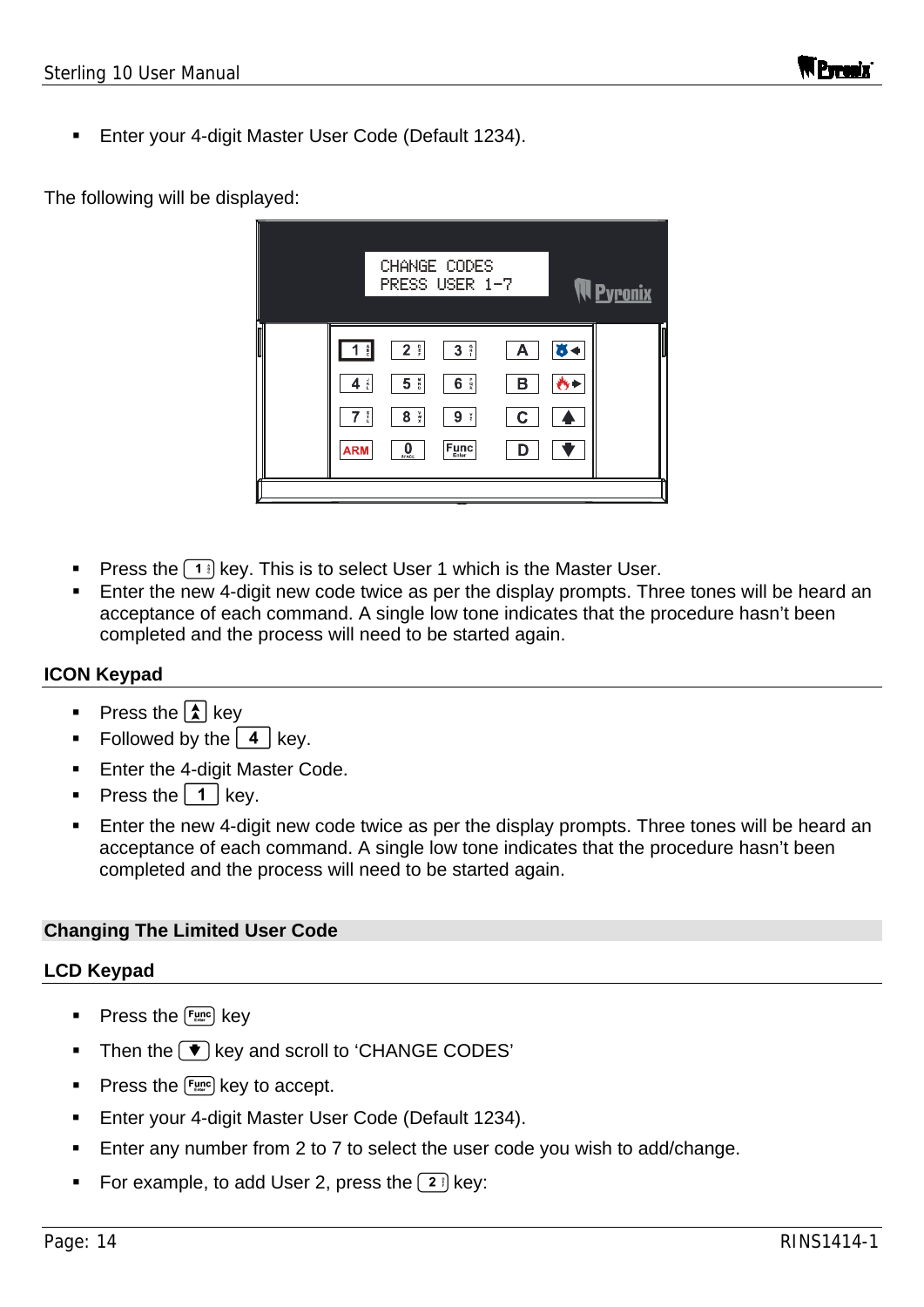- Enter your 4-digit Master User Code (Default 1234).

The following will be displayed:

```
CHANGE CODES
PRESS USER 1-7
```

- Press the [1] key. This is to select User 1 which is the Master User.
- Enter the new 4-digit new code twice as per the display prompts. Three tones will be heard an acceptance of each command. A single low tone indicates that the procedure hasn't been completed and the process will need to be started again.

### ICON Keypad

- Press the [▲] key
- Followed by the [4] key.
- Enter the 4-digit Master Code.
- Press the [1] key.
- Enter the new 4-digit new code twice as per the display prompts. Three tones will be heard an acceptance of each command. A single low tone indicates that the procedure hasn't been completed and the process will need to be started again.

## Changing The Limited User Code

### LCD Keypad

- Press the [Func] key
- Then the [▼] key and scroll to 'CHANGE CODES'
- Press the [Func] key to accept.
- Enter your 4-digit Master User Code (Default 1234).
- Enter any number from 2 to 7 to select the user code you wish to add/change.
- For example, to add User 2, press the [2] key: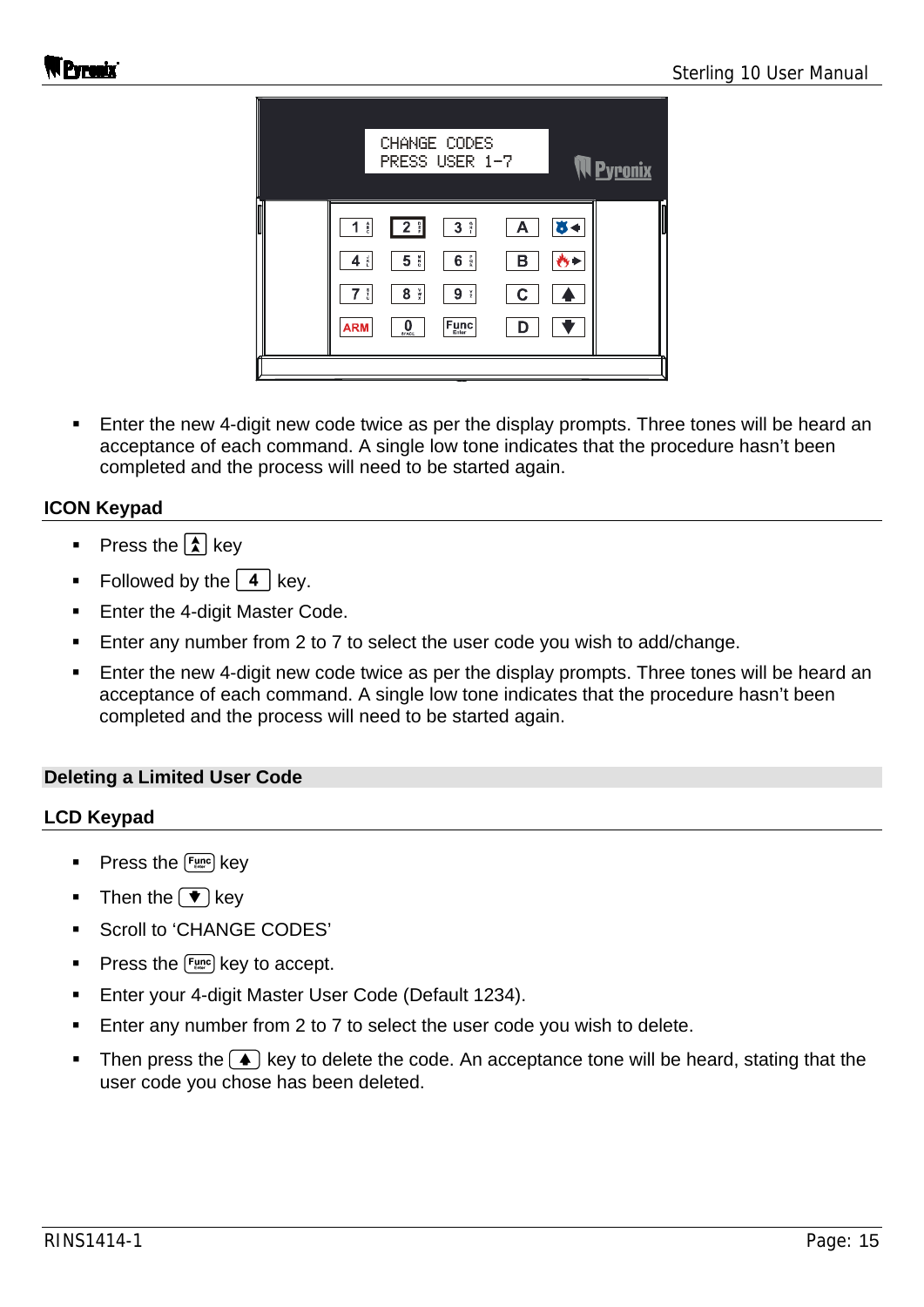- Enter the new 4-digit new code twice as per the display prompts. Three tones will be heard an acceptance of each command. A single low tone indicates that the procedure hasn't been completed and the process will need to be started again.

### ICON Keypad

- Press the [▲] key
- Followed by the [4] key.
- Enter the 4-digit Master Code.
- Enter any number from 2 to 7 to select the user code you wish to add/change.
- Enter the new 4-digit new code twice as per the display prompts. Three tones will be heard an acceptance of each command. A single low tone indicates that the procedure hasn't been completed and the process will need to be started again.

## Deleting a Limited User Code

### LCD Keypad

- Press the [Func] key
- Then the [▼] key
- Scroll to 'CHANGE CODES'
- Press the [Func] key to accept.
- Enter your 4-digit Master User Code (Default 1234).
- Enter any number from 2 to 7 to select the user code you wish to delete.
- Then press the [▲] key to delete the code. An acceptance tone will be heard, stating that the user code you chose has been deleted.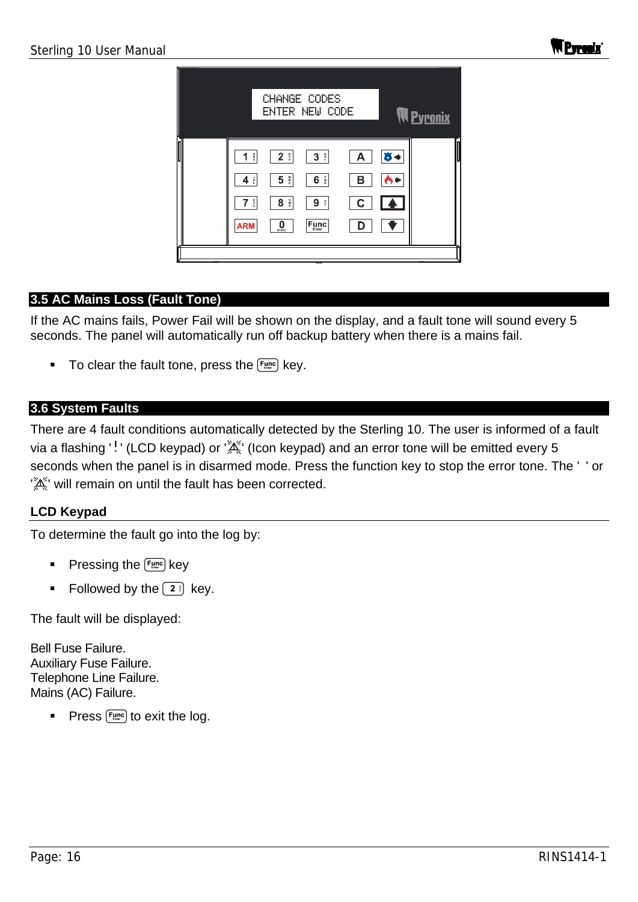## 3.5 AC Mains Loss (Fault Tone)

If the AC mains fails, Power Fail will be shown on the display, and a fault tone will sound every 5 seconds. The panel will automatically run off backup battery when there is a mains fail.

- To clear the fault tone, press the Func key.

## 3.6 System Faults

There are 4 fault conditions automatically detected by the Sterling 10. The user is informed of a fault via a flashing '!' (LCD keypad) or '' (Icon keypad) and an error tone will be emitted every 5 seconds when the panel is in disarmed mode. Press the function key to stop the error tone. The ' ' or '' will remain on until the fault has been corrected.

### LCD Keypad

To determine the fault go into the log by:

- Pressing the Func key
- Followed by the 2 key.

The fault will be displayed:

Bell Fuse Failure.
Auxiliary Fuse Failure.
Telephone Line Failure.
Mains (AC) Failure.

- Press Func to exit the log.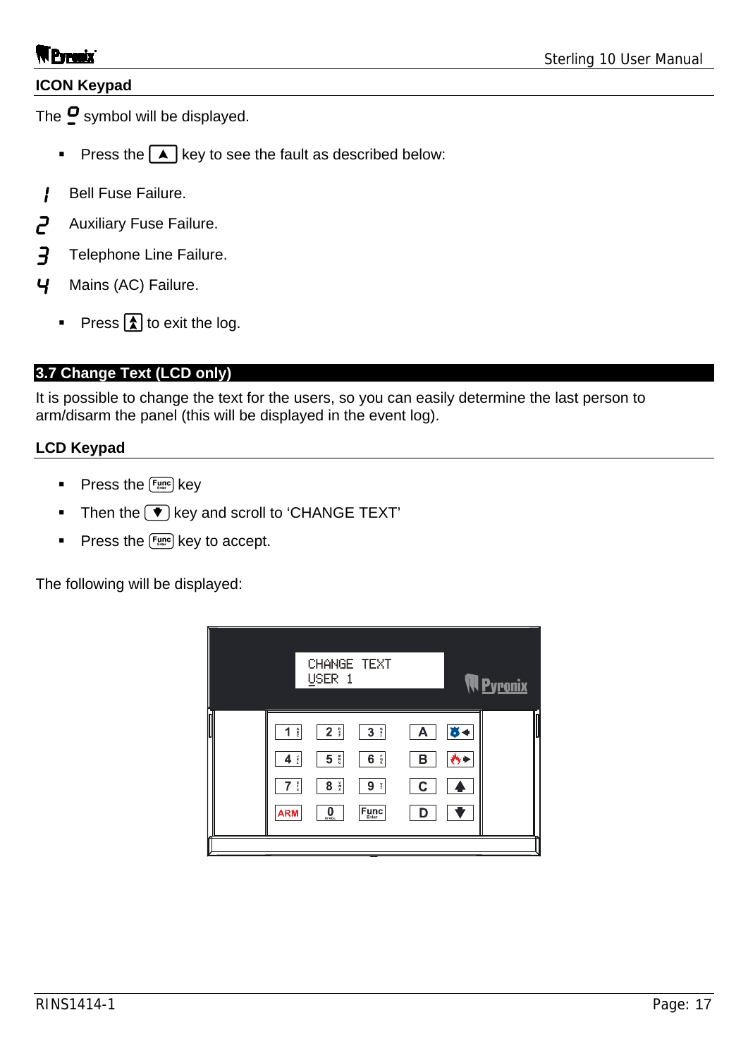**ICON Keypad**

The **0** symbol will be displayed.

- Press the [▲] key to see the fault as described below:

1 Bell Fuse Failure.

2 Auxiliary Fuse Failure.

3 Telephone Line Failure.

4 Mains (AC) Failure.

- Press [A] to exit the log.

## 3.7 Change Text (LCD only)

It is possible to change the text for the users, so you can easily determine the last person to arm/disarm the panel (this will be displayed in the event log).

**LCD Keypad**

- Press the [Func] key
- Then the [▼] key and scroll to 'CHANGE TEXT'
- Press the [Func] key to accept.

The following will be displayed:

```
CHANGE TEXT
USER 1
```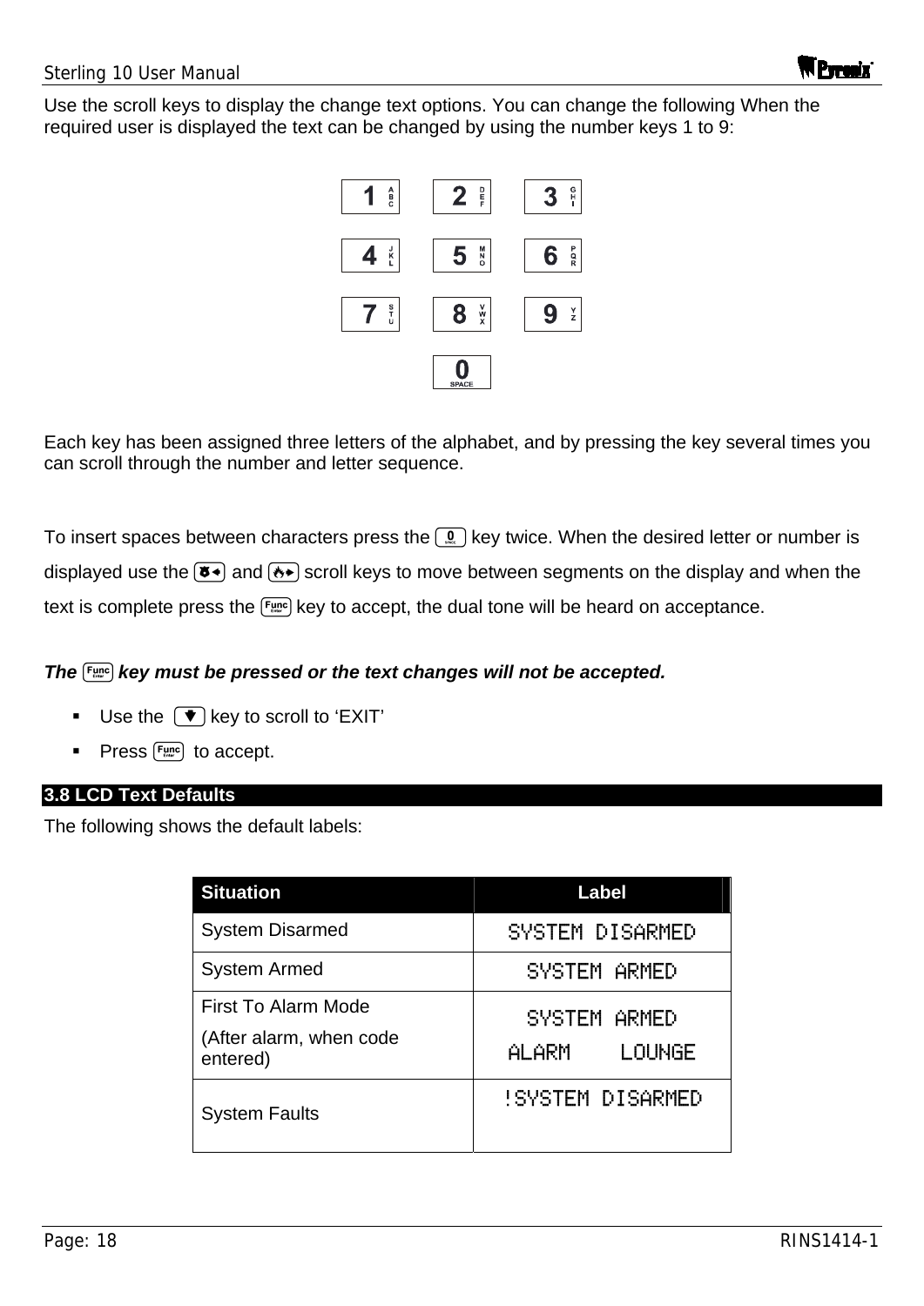Use the scroll keys to display the change text options. You can change the following When the required user is displayed the text can be changed by using the number keys 1 to 9:

| | | |
|---|---|---|
| 1 ABC | 2 DEF | 3 GHI |
| 4 JKL | 5 MNO | 6 PQR |
| 7 STU | 8 VWX | 9 YZ |
| | 0 SPACE | |

Each key has been assigned three letters of the alphabet, and by pressing the key several times you can scroll through the number and letter sequence.

To insert spaces between characters press the 0 key twice. When the desired letter or number is displayed use the ◄ and ► scroll keys to move between segments on the display and when the text is complete press the Func key to accept, the dual tone will be heard on acceptance.

***The Func key must be pressed or the text changes will not be accepted.***

- Use the ▼ key to scroll to 'EXIT'
- Press Func to accept.

## 3.8 LCD Text Defaults

The following shows the default labels:

| Situation | Label |
|---|---|
| System Disarmed | SYSTEM DISARMED |
| System Armed | SYSTEM ARMED |
| First To Alarm Mode<br>(After alarm, when code entered) | SYSTEM ARMED<br>ALARM LOUNGE |
| System Faults | !SYSTEM DISARMED |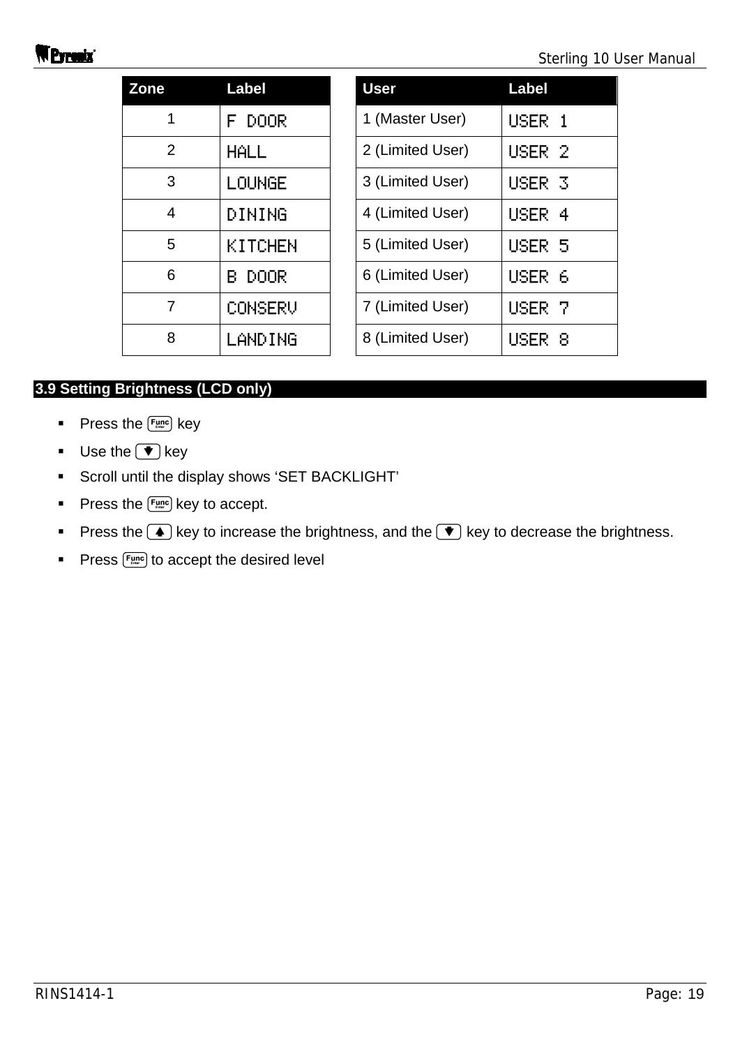| Zone | Label |
|---|---|
| 1 | F DOOR |
| 2 | HALL |
| 3 | LOUNGE |
| 4 | DINING |
| 5 | KITCHEN |
| 6 | B DOOR |
| 7 | CONSERV |
| 8 | LANDING |

| User | Label |
|---|---|
| 1 (Master User) | USER 1 |
| 2 (Limited User) | USER 2 |
| 3 (Limited User) | USER 3 |
| 4 (Limited User) | USER 4 |
| 5 (Limited User) | USER 5 |
| 6 (Limited User) | USER 6 |
| 7 (Limited User) | USER 7 |
| 8 (Limited User) | USER 8 |

## 3.9 Setting Brightness (LCD only)

- Press the [Func/Enter] key
- Use the [▼] key
- Scroll until the display shows 'SET BACKLIGHT'
- Press the [Func/Enter] key to accept.
- Press the [▲] key to increase the brightness, and the [▼] key to decrease the brightness.
- Press [Func/Enter] to accept the desired level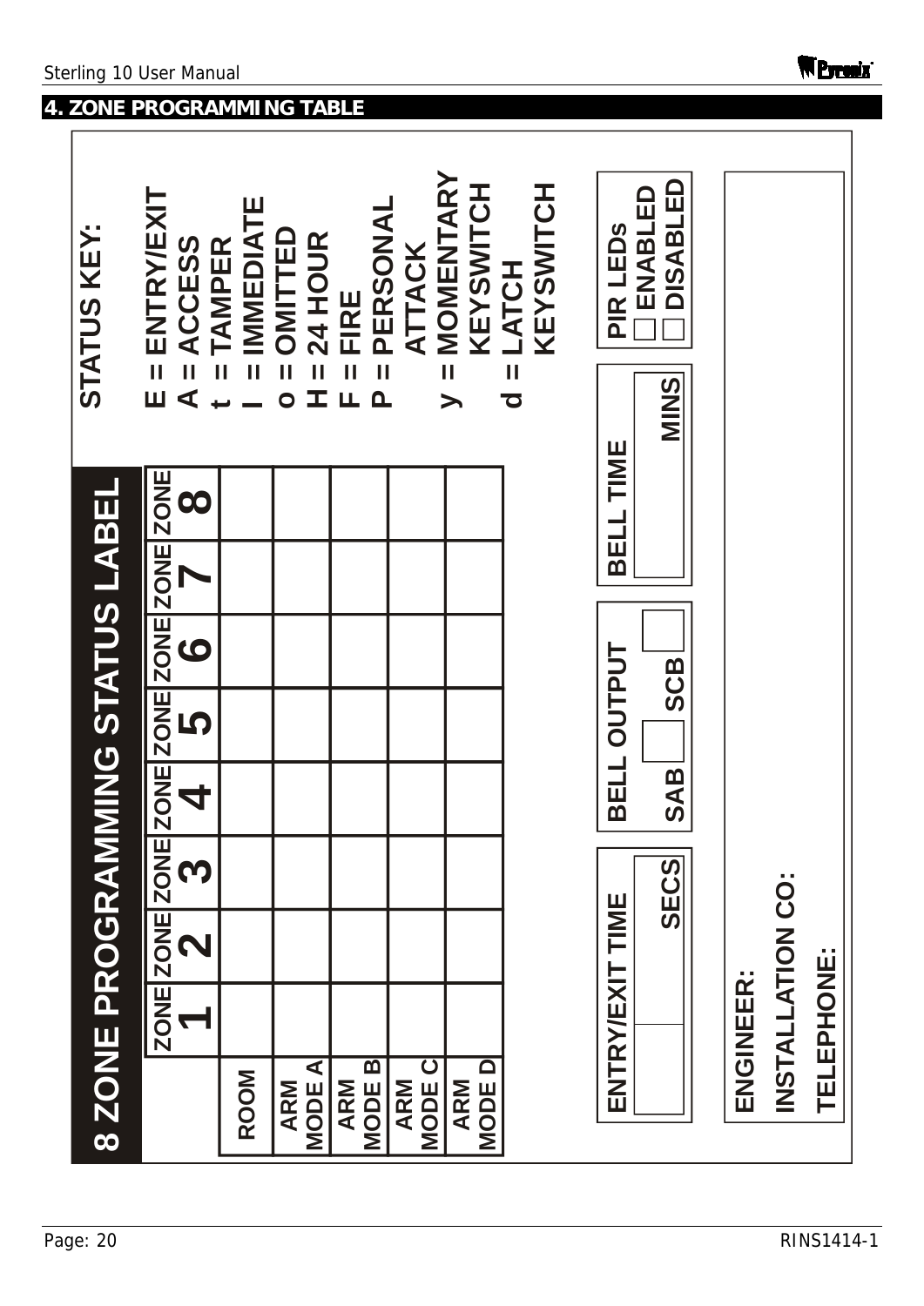## 4. ZONE PROGRAMMING TABLE

### 8 ZONE PROGRAMMING STATUS LABEL

| | ZONE 1 | ZONE 2 | ZONE 3 | ZONE 4 | ZONE 5 | ZONE 6 | ZONE 7 | ZONE 8 |
|---|---|---|---|---|---|---|---|---|
| ROOM | | | | | | | | |
| ARM MODE A | | | | | | | | |
| ARM MODE B | | | | | | | | |
| ARM MODE C | | | | | | | | |
| ARM MODE D | | | | | | | | |

**STATUS KEY:**

- E = ENTRY/EXIT
- A = ACCESS
- t = TAMPER
- I = IMMEDIATE
- o = OMITTED
- H = 24 HOUR
- F = FIRE
- P = PERSONAL ATTACK
- y = MOMENTARY KEYSWITCH
- d = LATCH KEYSWITCH

**ENTRY/EXIT TIME** ____ SECS

**BELL OUTPUT** SAB ☐ SCB ☐

**BELL TIME** ____ MINS

**PIR LEDs**
☐ ENABLED
☐ DISABLED

**ENGINEER:**

**INSTALLATION CO:**

**TELEPHONE:**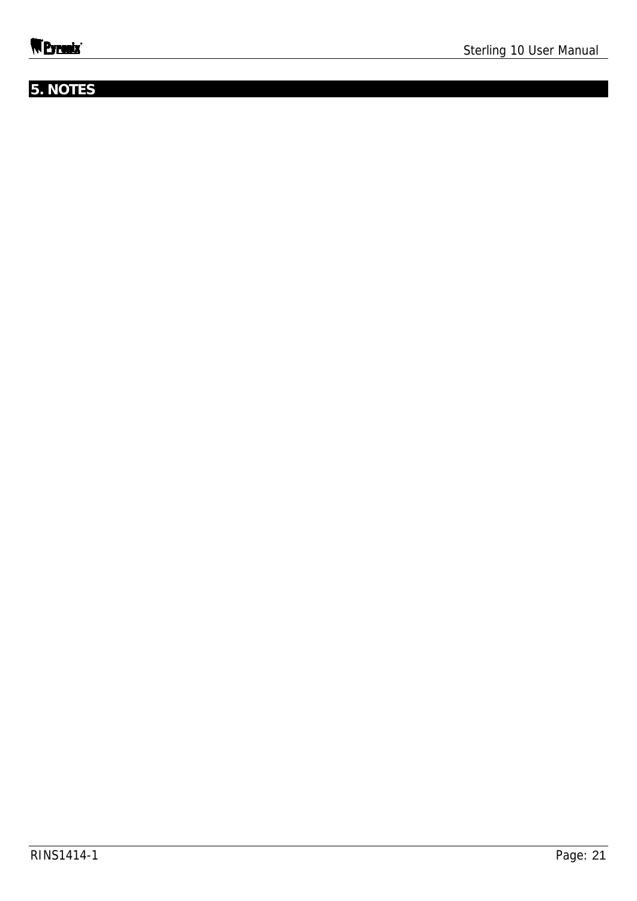# 5. NOTES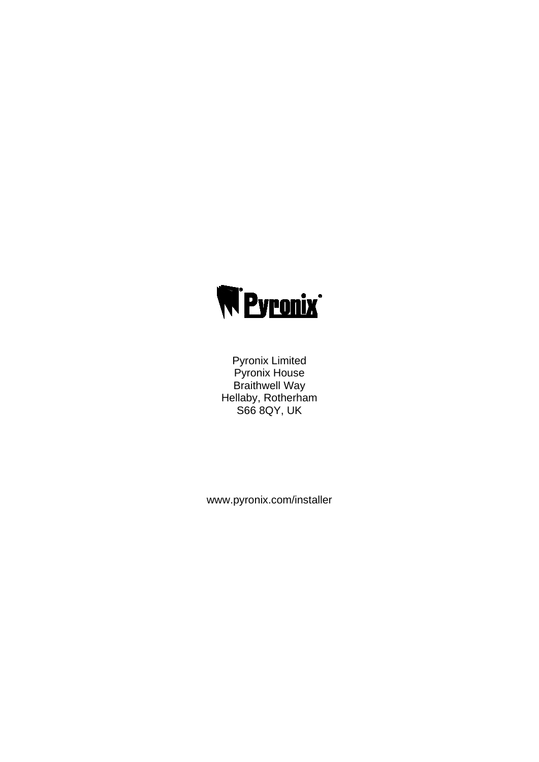Pyronix

Pyronix Limited
Pyronix House
Braithwell Way
Hellaby, Rotherham
S66 8QY, UK

www.pyronix.com/installer